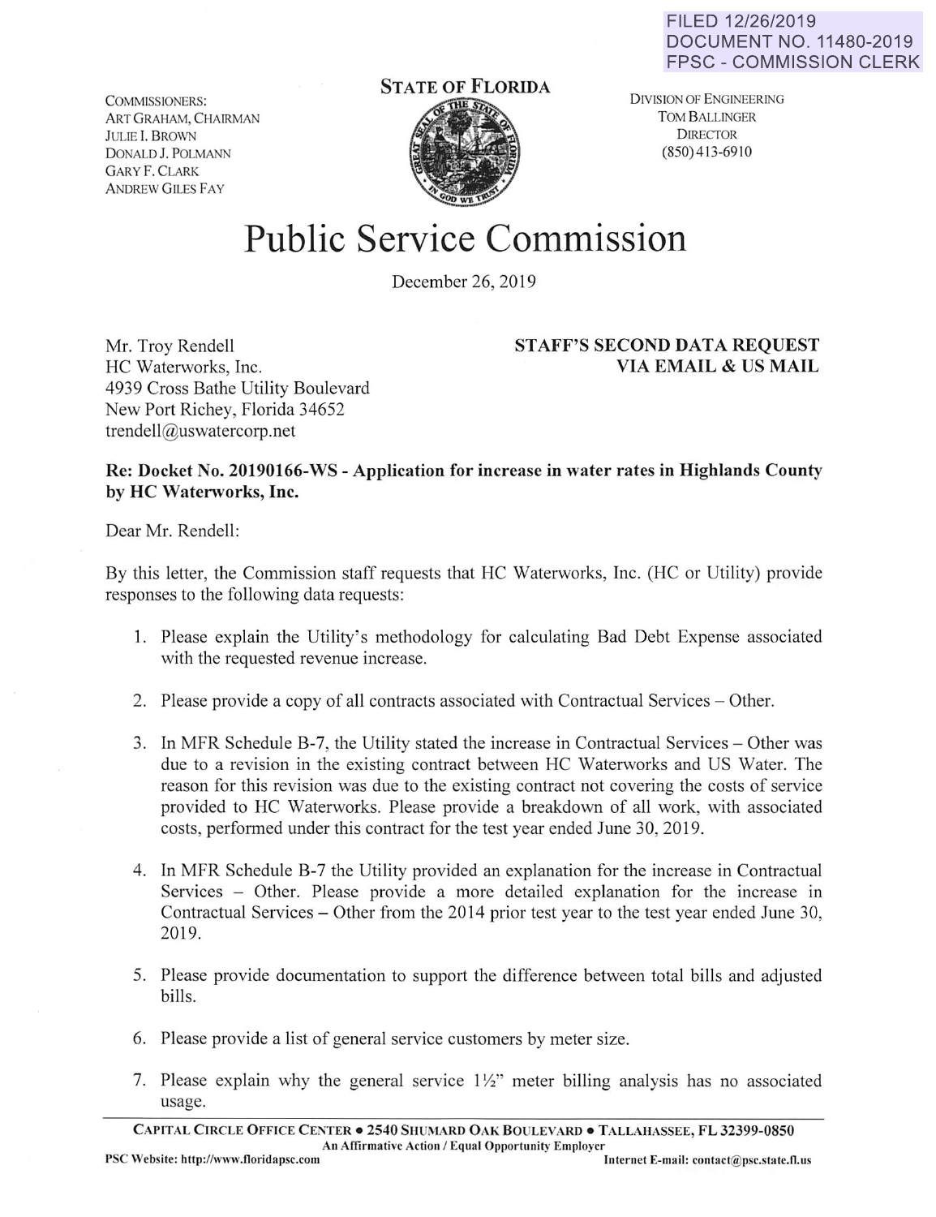FILED 12/26/2019
DOCUMENT NO. 11480-2019
FPSC - COMMISSION CLERK

COMMISSIONERS:
ART GRAHAM, CHAIRMAN
JULIE I. BROWN
DONALD J. POLMANN
GARY F. CLARK
ANDREW GILES FAY

**STATE OF FLORIDA**

DIVISION OF ENGINEERING
TOM BALLINGER
DIRECTOR
(850) 413-6910

# Public Service Commission

December 26, 2019

Mr. Troy Rendell
HC Waterworks, Inc.
4939 Cross Bathe Utility Boulevard
New Port Richey, Florida 34652
trendell@uswatercorp.net

**STAFF'S SECOND DATA REQUEST**
**VIA EMAIL & US MAIL**

**Re: Docket No. 20190166-WS - Application for increase in water rates in Highlands County by HC Waterworks, Inc.**

Dear Mr. Rendell:

By this letter, the Commission staff requests that HC Waterworks, Inc. (HC or Utility) provide responses to the following data requests:

1. Please explain the Utility's methodology for calculating Bad Debt Expense associated with the requested revenue increase.

2. Please provide a copy of all contracts associated with Contractual Services – Other.

3. In MFR Schedule B-7, the Utility stated the increase in Contractual Services – Other was due to a revision in the existing contract between HC Waterworks and US Water. The reason for this revision was due to the existing contract not covering the costs of service provided to HC Waterworks. Please provide a breakdown of all work, with associated costs, performed under this contract for the test year ended June 30, 2019.

4. In MFR Schedule B-7 the Utility provided an explanation for the increase in Contractual Services – Other. Please provide a more detailed explanation for the increase in Contractual Services – Other from the 2014 prior test year to the test year ended June 30, 2019.

5. Please provide documentation to support the difference between total bills and adjusted bills.

6. Please provide a list of general service customers by meter size.

7. Please explain why the general service 1½" meter billing analysis has no associated usage.

CAPITAL CIRCLE OFFICE CENTER • 2540 SHUMARD OAK BOULEVARD • TALLAHASSEE, FL 32399-0850
An Affirmative Action / Equal Opportunity Employer
PSC Website: http://www.floridapsc.com Internet E-mail: contact@psc.state.fl.us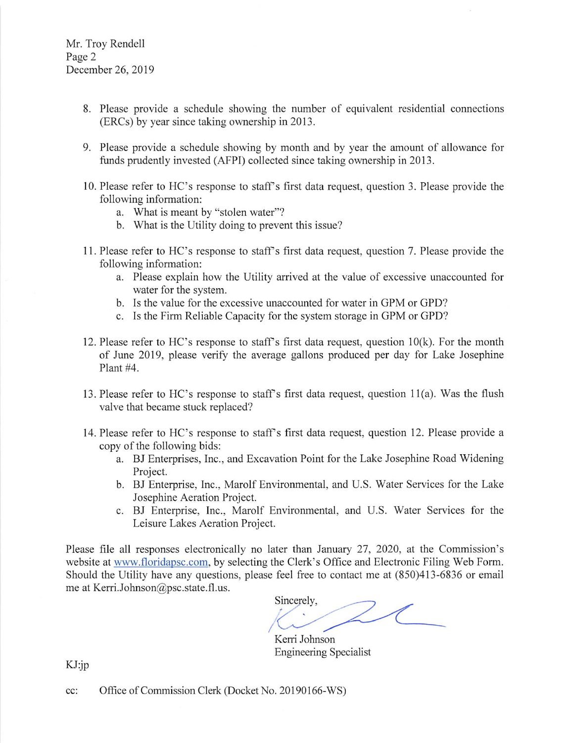Mr. Troy Rendell
Page 2
December 26, 2019

8. Please provide a schedule showing the number of equivalent residential connections (ERCs) by year since taking ownership in 2013.

9. Please provide a schedule showing by month and by year the amount of allowance for funds prudently invested (AFPI) collected since taking ownership in 2013.

10. Please refer to HC's response to staff's first data request, question 3. Please provide the following information:
    a. What is meant by "stolen water"?
    b. What is the Utility doing to prevent this issue?

11. Please refer to HC's response to staff's first data request, question 7. Please provide the following information:
    a. Please explain how the Utility arrived at the value of excessive unaccounted for water for the system.
    b. Is the value for the excessive unaccounted for water in GPM or GPD?
    c. Is the Firm Reliable Capacity for the system storage in GPM or GPD?

12. Please refer to HC's response to staff's first data request, question 10(k). For the month of June 2019, please verify the average gallons produced per day for Lake Josephine Plant #4.

13. Please refer to HC's response to staff's first data request, question 11(a). Was the flush valve that became stuck replaced?

14. Please refer to HC's response to staff's first data request, question 12. Please provide a copy of the following bids:
    a. BJ Enterprises, Inc., and Excavation Point for the Lake Josephine Road Widening Project.
    b. BJ Enterprise, Inc., Marolf Environmental, and U.S. Water Services for the Lake Josephine Aeration Project.
    c. BJ Enterprise, Inc., Marolf Environmental, and U.S. Water Services for the Leisure Lakes Aeration Project.

Please file all responses electronically no later than January 27, 2020, at the Commission's website at www.floridapsc.com, by selecting the Clerk's Office and Electronic Filing Web Form. Should the Utility have any questions, please feel free to contact me at (850)413-6836 or email me at Kerri.Johnson@psc.state.fl.us.

Sincerely,

Kerri Johnson
Engineering Specialist

KJ:jp

cc: Office of Commission Clerk (Docket No. 20190166-WS)